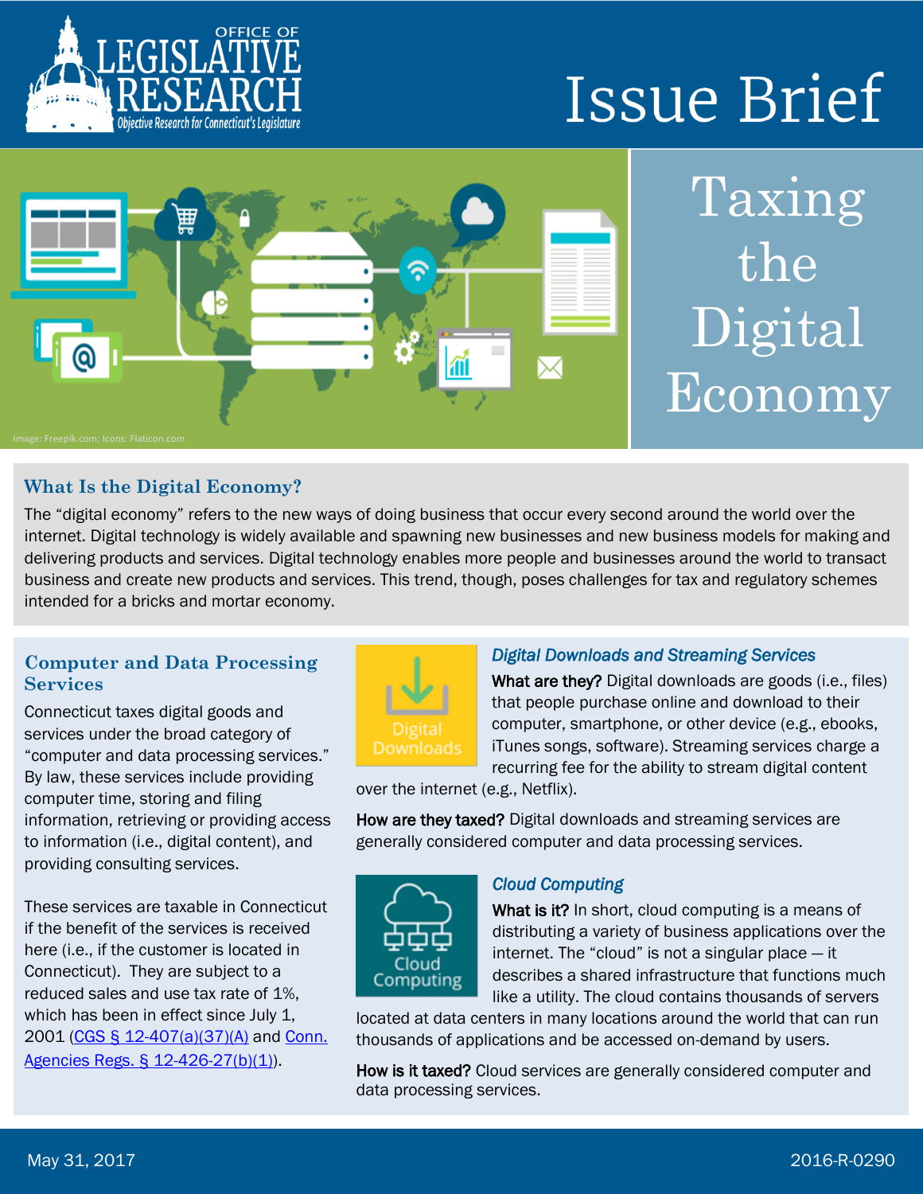OFFICE OF LEGISLATIVE RESEARCH

Objective Research for Connecticut's Legislature

# Issue Brief

# Taxing the Digital Economy

Image: Freepik.com; Icons: Flaticon.com

## What Is the Digital Economy?

The "digital economy" refers to the new ways of doing business that occur every second around the world over the internet. Digital technology is widely available and spawning new businesses and new business models for making and delivering products and services. Digital technology enables more people and businesses around the world to transact business and create new products and services. This trend, though, poses challenges for tax and regulatory schemes intended for a bricks and mortar economy.

## Computer and Data Processing Services

Connecticut taxes digital goods and services under the broad category of "computer and data processing services." By law, these services include providing computer time, storing and filing information, retrieving or providing access to information (i.e., digital content), and providing consulting services.

These services are taxable in Connecticut if the benefit of the services is received here (i.e., if the customer is located in Connecticut). They are subject to a reduced sales and use tax rate of 1%, which has been in effect since July 1, 2001 (CGS § 12-407(a)(37)(A) and Conn. Agencies Regs. § 12-426-27(b)(1)).

### *Digital Downloads and Streaming Services*

Digital Downloads

**What are they?** Digital downloads are goods (i.e., files) that people purchase online and download to their computer, smartphone, or other device (e.g., ebooks, iTunes songs, software). Streaming services charge a recurring fee for the ability to stream digital content over the internet (e.g., Netflix).

**How are they taxed?** Digital downloads and streaming services are generally considered computer and data processing services.

### *Cloud Computing*

Cloud Computing

**What is it?** In short, cloud computing is a means of distributing a variety of business applications over the internet. The "cloud" is not a singular place — it describes a shared infrastructure that functions much like a utility. The cloud contains thousands of servers located at data centers in many locations around the world that can run thousands of applications and be accessed on-demand by users.

**How is it taxed?** Cloud services are generally considered computer and data processing services.

May 31, 2017 2016-R-0290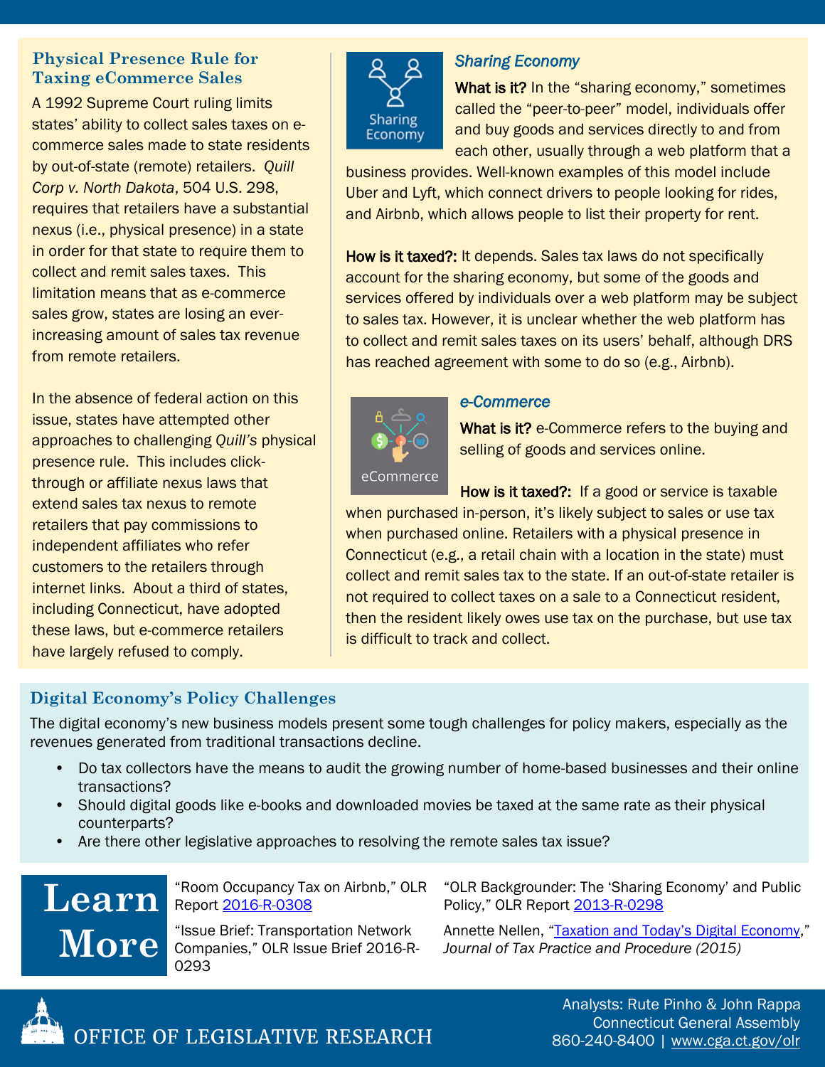## Physical Presence Rule for Taxing eCommerce Sales

A 1992 Supreme Court ruling limits states' ability to collect sales taxes on e-commerce sales made to state residents by out-of-state (remote) retailers. *Quill Corp v. North Dakota*, 504 U.S. 298, requires that retailers have a substantial nexus (i.e., physical presence) in a state in order for that state to require them to collect and remit sales taxes. This limitation means that as e-commerce sales grow, states are losing an ever-increasing amount of sales tax revenue from remote retailers.

In the absence of federal action on this issue, states have attempted other approaches to challenging *Quill's* physical presence rule. This includes click-through or affiliate nexus laws that extend sales tax nexus to remote retailers that pay commissions to independent affiliates who refer customers to the retailers through internet links. About a third of states, including Connecticut, have adopted these laws, but e-commerce retailers have largely refused to comply.

### *Sharing Economy*

**What is it?** In the "sharing economy," sometimes called the "peer-to-peer" model, individuals offer and buy goods and services directly to and from each other, usually through a web platform that a business provides. Well-known examples of this model include Uber and Lyft, which connect drivers to people looking for rides, and Airbnb, which allows people to list their property for rent.

**How is it taxed?:** It depends. Sales tax laws do not specifically account for the sharing economy, but some of the goods and services offered by individuals over a web platform may be subject to sales tax. However, it is unclear whether the web platform has to collect and remit sales taxes on its users' behalf, although DRS has reached agreement with some to do so (e.g., Airbnb).

### *e-Commerce*

**What is it?** e-Commerce refers to the buying and selling of goods and services online.

**How is it taxed?:** If a good or service is taxable when purchased in-person, it's likely subject to sales or use tax when purchased online. Retailers with a physical presence in Connecticut (e.g., a retail chain with a location in the state) must collect and remit sales tax to the state. If an out-of-state retailer is not required to collect taxes on a sale to a Connecticut resident, then the resident likely owes use tax on the purchase, but use tax is difficult to track and collect.

## Digital Economy's Policy Challenges

The digital economy's new business models present some tough challenges for policy makers, especially as the revenues generated from traditional transactions decline.

- Do tax collectors have the means to audit the growing number of home-based businesses and their online transactions?
- Should digital goods like e-books and downloaded movies be taxed at the same rate as their physical counterparts?
- Are there other legislative approaches to resolving the remote sales tax issue?

## Learn More

"Room Occupancy Tax on Airbnb," OLR Report 2016-R-0308

"Issue Brief: Transportation Network Companies," OLR Issue Brief 2016-R-0293

"OLR Backgrounder: The 'Sharing Economy' and Public Policy," OLR Report 2013-R-0298

Annette Nellen, "Taxation and Today's Digital Economy," *Journal of Tax Practice and Procedure (2015)*

OFFICE OF LEGISLATIVE RESEARCH

Analysts: Rute Pinho & John Rappa
Connecticut General Assembly
860-240-8400 | www.cga.ct.gov/olr